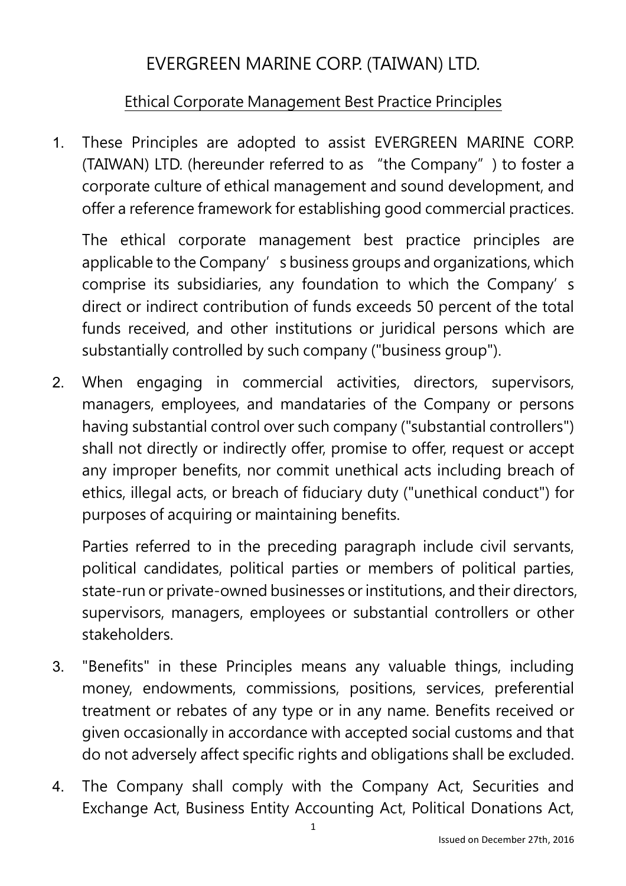# EVERGREEN MARINE CORP. (TAIWAN) LTD.

## Ethical Corporate Management Best Practice Principles

1. These Principles are adopted to assist EVERGREEN MARINE CORP. (TAIWAN) LTD. (hereunder referred to as "the Company") to foster a corporate culture of ethical management and sound development, and offer a reference framework for establishing good commercial practices.

   The ethical corporate management best practice principles are applicable to the Company's business groups and organizations, which comprise its subsidiaries, any foundation to which the Company's direct or indirect contribution of funds exceeds 50 percent of the total funds received, and other institutions or juridical persons which are substantially controlled by such company ("business group").

2. When engaging in commercial activities, directors, supervisors, managers, employees, and mandataries of the Company or persons having substantial control over such company ("substantial controllers") shall not directly or indirectly offer, promise to offer, request or accept any improper benefits, nor commit unethical acts including breach of ethics, illegal acts, or breach of fiduciary duty ("unethical conduct") for purposes of acquiring or maintaining benefits.

   Parties referred to in the preceding paragraph include civil servants, political candidates, political parties or members of political parties, state-run or private-owned businesses or institutions, and their directors, supervisors, managers, employees or substantial controllers or other stakeholders.

3. "Benefits" in these Principles means any valuable things, including money, endowments, commissions, positions, services, preferential treatment or rebates of any type or in any name. Benefits received or given occasionally in accordance with accepted social customs and that do not adversely affect specific rights and obligations shall be excluded.

4. The Company shall comply with the Company Act, Securities and Exchange Act, Business Entity Accounting Act, Political Donations Act,

Issued on December 27th, 2016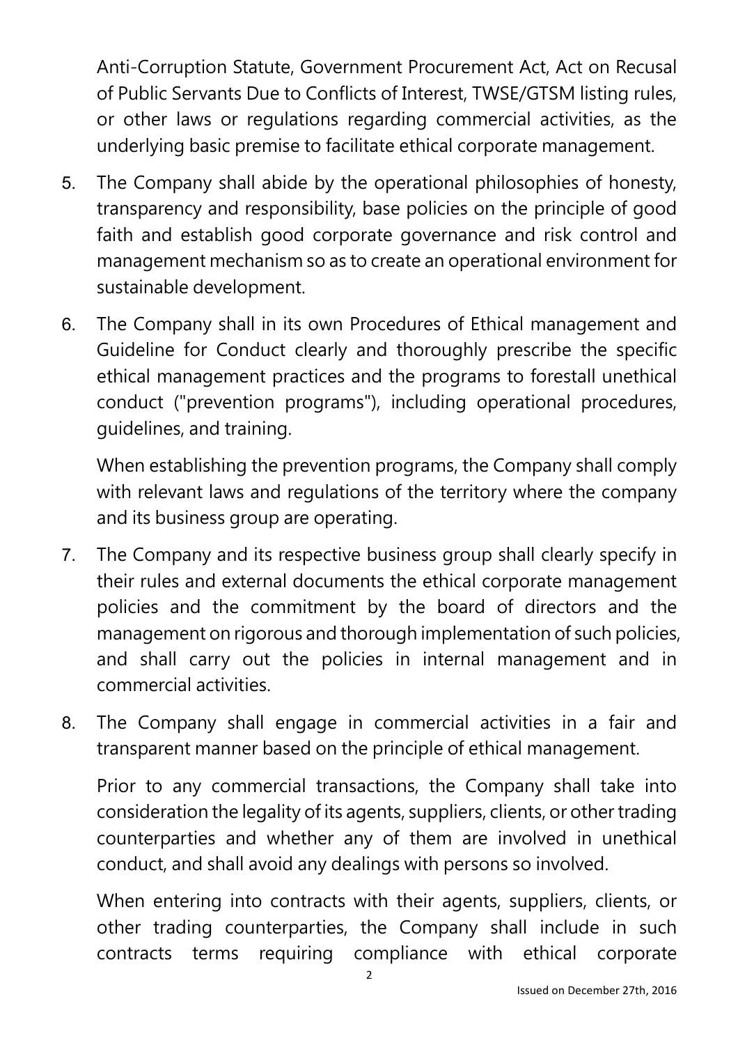Anti-Corruption Statute, Government Procurement Act, Act on Recusal of Public Servants Due to Conflicts of Interest, TWSE/GTSM listing rules, or other laws or regulations regarding commercial activities, as the underlying basic premise to facilitate ethical corporate management.

5. The Company shall abide by the operational philosophies of honesty, transparency and responsibility, base policies on the principle of good faith and establish good corporate governance and risk control and management mechanism so as to create an operational environment for sustainable development.

6. The Company shall in its own Procedures of Ethical management and Guideline for Conduct clearly and thoroughly prescribe the specific ethical management practices and the programs to forestall unethical conduct ("prevention programs"), including operational procedures, guidelines, and training.

   When establishing the prevention programs, the Company shall comply with relevant laws and regulations of the territory where the company and its business group are operating.

7. The Company and its respective business group shall clearly specify in their rules and external documents the ethical corporate management policies and the commitment by the board of directors and the management on rigorous and thorough implementation of such policies, and shall carry out the policies in internal management and in commercial activities.

8. The Company shall engage in commercial activities in a fair and transparent manner based on the principle of ethical management.

   Prior to any commercial transactions, the Company shall take into consideration the legality of its agents, suppliers, clients, or other trading counterparties and whether any of them are involved in unethical conduct, and shall avoid any dealings with persons so involved.

   When entering into contracts with their agents, suppliers, clients, or other trading counterparties, the Company shall include in such contracts terms requiring compliance with ethical corporate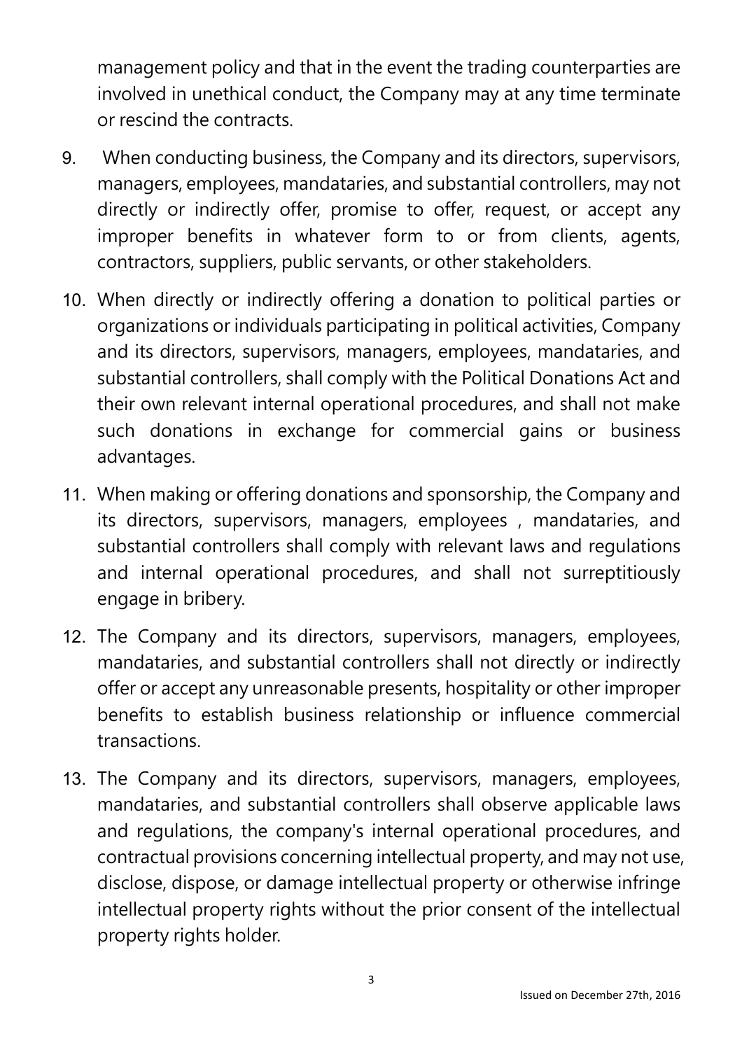management policy and that in the event the trading counterparties are involved in unethical conduct, the Company may at any time terminate or rescind the contracts.

9. When conducting business, the Company and its directors, supervisors, managers, employees, mandataries, and substantial controllers, may not directly or indirectly offer, promise to offer, request, or accept any improper benefits in whatever form to or from clients, agents, contractors, suppliers, public servants, or other stakeholders.

10. When directly or indirectly offering a donation to political parties or organizations or individuals participating in political activities, Company and its directors, supervisors, managers, employees, mandataries, and substantial controllers, shall comply with the Political Donations Act and their own relevant internal operational procedures, and shall not make such donations in exchange for commercial gains or business advantages.

11. When making or offering donations and sponsorship, the Company and its directors, supervisors, managers, employees , mandataries, and substantial controllers shall comply with relevant laws and regulations and internal operational procedures, and shall not surreptitiously engage in bribery.

12. The Company and its directors, supervisors, managers, employees, mandataries, and substantial controllers shall not directly or indirectly offer or accept any unreasonable presents, hospitality or other improper benefits to establish business relationship or influence commercial transactions.

13. The Company and its directors, supervisors, managers, employees, mandataries, and substantial controllers shall observe applicable laws and regulations, the company's internal operational procedures, and contractual provisions concerning intellectual property, and may not use, disclose, dispose, or damage intellectual property or otherwise infringe intellectual property rights without the prior consent of the intellectual property rights holder.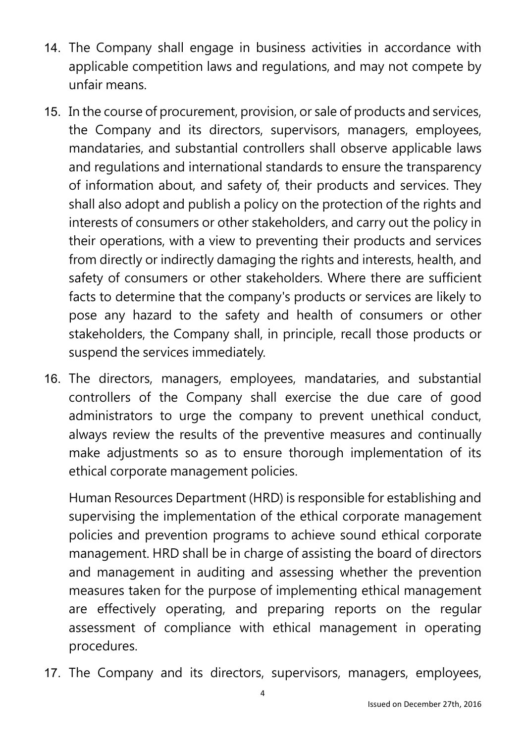14. The Company shall engage in business activities in accordance with applicable competition laws and regulations, and may not compete by unfair means.
15. In the course of procurement, provision, or sale of products and services, the Company and its directors, supervisors, managers, employees, mandataries, and substantial controllers shall observe applicable laws and regulations and international standards to ensure the transparency of information about, and safety of, their products and services. They shall also adopt and publish a policy on the protection of the rights and interests of consumers or other stakeholders, and carry out the policy in their operations, with a view to preventing their products and services from directly or indirectly damaging the rights and interests, health, and safety of consumers or other stakeholders. Where there are sufficient facts to determine that the company's products or services are likely to pose any hazard to the safety and health of consumers or other stakeholders, the Company shall, in principle, recall those products or suspend the services immediately.
16. The directors, managers, employees, mandataries, and substantial controllers of the Company shall exercise the due care of good administrators to urge the company to prevent unethical conduct, always review the results of the preventive measures and continually make adjustments so as to ensure thorough implementation of its ethical corporate management policies.

    Human Resources Department (HRD) is responsible for establishing and supervising the implementation of the ethical corporate management policies and prevention programs to achieve sound ethical corporate management. HRD shall be in charge of assisting the board of directors and management in auditing and assessing whether the prevention measures taken for the purpose of implementing ethical management are effectively operating, and preparing reports on the regular assessment of compliance with ethical management in operating procedures.
17. The Company and its directors, supervisors, managers, employees,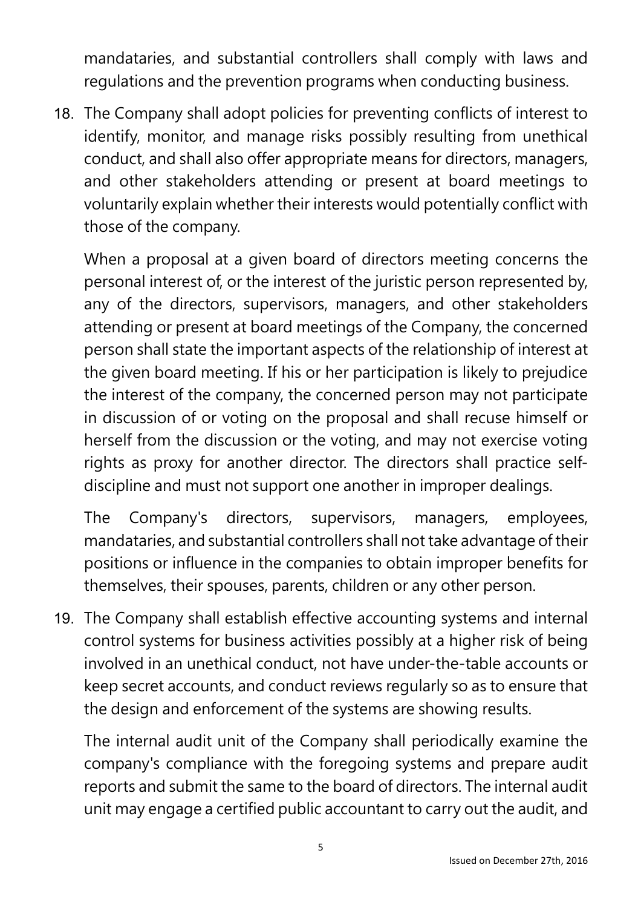mandataries, and substantial controllers shall comply with laws and regulations and the prevention programs when conducting business.

18. The Company shall adopt policies for preventing conflicts of interest to identify, monitor, and manage risks possibly resulting from unethical conduct, and shall also offer appropriate means for directors, managers, and other stakeholders attending or present at board meetings to voluntarily explain whether their interests would potentially conflict with those of the company.

    When a proposal at a given board of directors meeting concerns the personal interest of, or the interest of the juristic person represented by, any of the directors, supervisors, managers, and other stakeholders attending or present at board meetings of the Company, the concerned person shall state the important aspects of the relationship of interest at the given board meeting. If his or her participation is likely to prejudice the interest of the company, the concerned person may not participate in discussion of or voting on the proposal and shall recuse himself or herself from the discussion or the voting, and may not exercise voting rights as proxy for another director. The directors shall practice self-discipline and must not support one another in improper dealings.

    The Company's directors, supervisors, managers, employees, mandataries, and substantial controllers shall not take advantage of their positions or influence in the companies to obtain improper benefits for themselves, their spouses, parents, children or any other person.

19. The Company shall establish effective accounting systems and internal control systems for business activities possibly at a higher risk of being involved in an unethical conduct, not have under-the-table accounts or keep secret accounts, and conduct reviews regularly so as to ensure that the design and enforcement of the systems are showing results.

    The internal audit unit of the Company shall periodically examine the company's compliance with the foregoing systems and prepare audit reports and submit the same to the board of directors. The internal audit unit may engage a certified public accountant to carry out the audit, and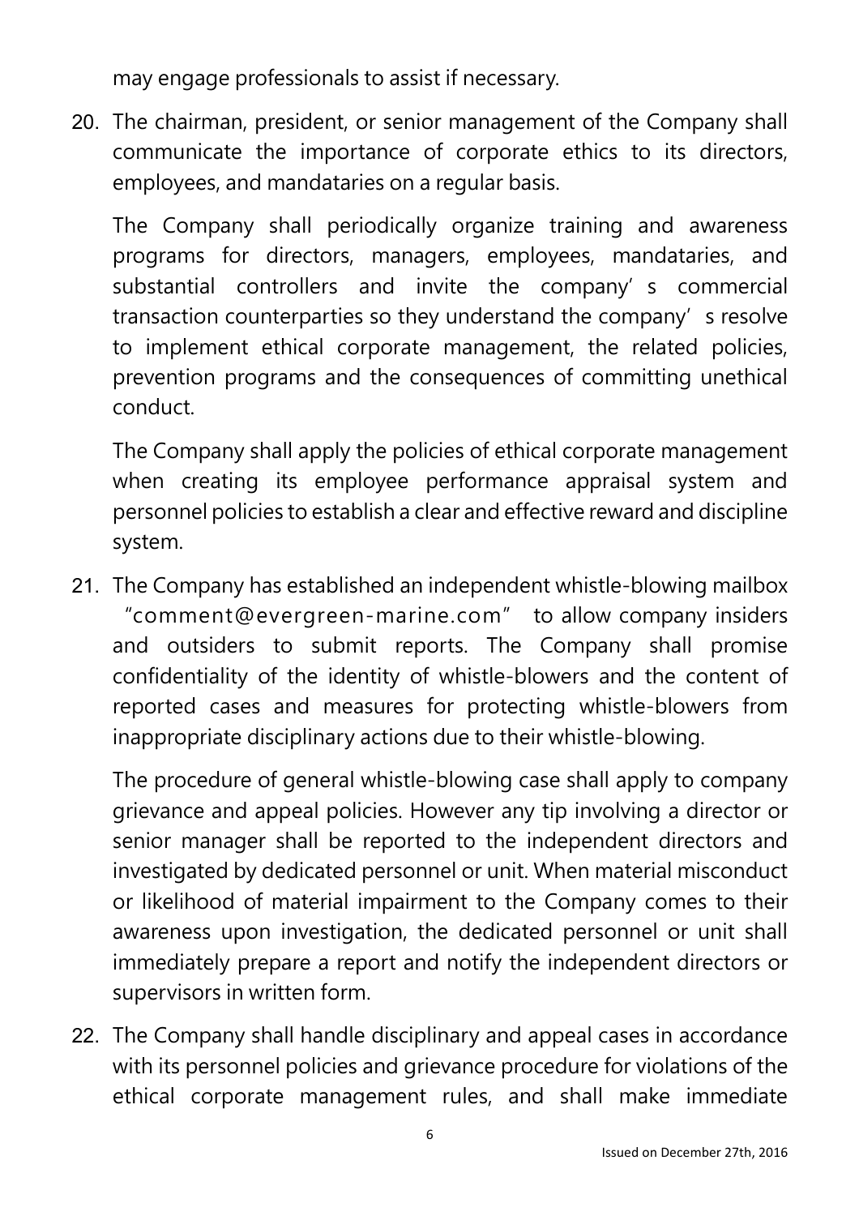may engage professionals to assist if necessary.

20. The chairman, president, or senior management of the Company shall communicate the importance of corporate ethics to its directors, employees, and mandataries on a regular basis.

    The Company shall periodically organize training and awareness programs for directors, managers, employees, mandataries, and substantial controllers and invite the company's commercial transaction counterparties so they understand the company's resolve to implement ethical corporate management, the related policies, prevention programs and the consequences of committing unethical conduct.

    The Company shall apply the policies of ethical corporate management when creating its employee performance appraisal system and personnel policies to establish a clear and effective reward and discipline system.

21. The Company has established an independent whistle-blowing mailbox "comment@evergreen-marine.com" to allow company insiders and outsiders to submit reports. The Company shall promise confidentiality of the identity of whistle-blowers and the content of reported cases and measures for protecting whistle-blowers from inappropriate disciplinary actions due to their whistle-blowing.

    The procedure of general whistle-blowing case shall apply to company grievance and appeal policies. However any tip involving a director or senior manager shall be reported to the independent directors and investigated by dedicated personnel or unit. When material misconduct or likelihood of material impairment to the Company comes to their awareness upon investigation, the dedicated personnel or unit shall immediately prepare a report and notify the independent directors or supervisors in written form.

22. The Company shall handle disciplinary and appeal cases in accordance with its personnel policies and grievance procedure for violations of the ethical corporate management rules, and shall make immediate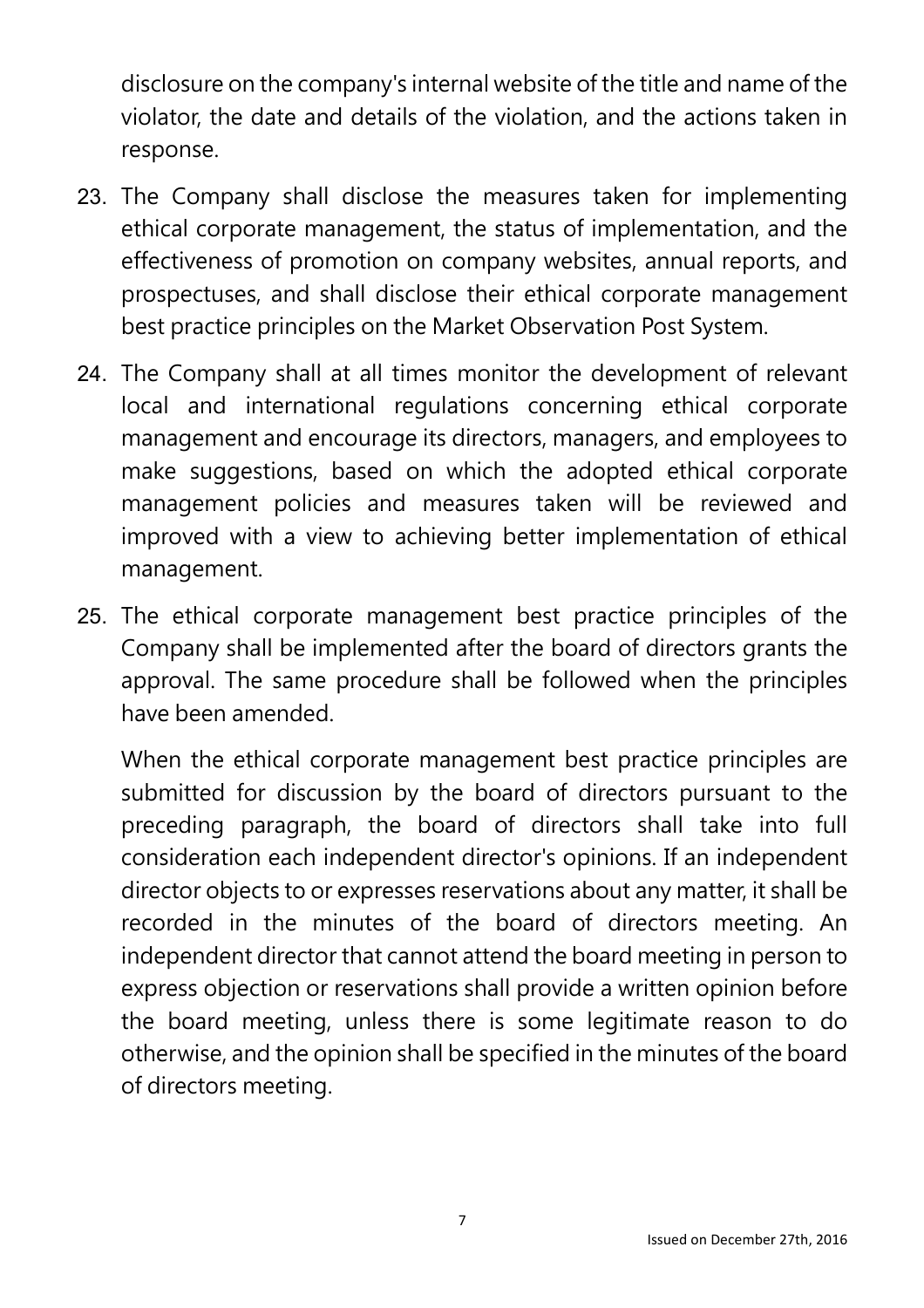disclosure on the company's internal website of the title and name of the violator, the date and details of the violation, and the actions taken in response.

23. The Company shall disclose the measures taken for implementing ethical corporate management, the status of implementation, and the effectiveness of promotion on company websites, annual reports, and prospectuses, and shall disclose their ethical corporate management best practice principles on the Market Observation Post System.

24. The Company shall at all times monitor the development of relevant local and international regulations concerning ethical corporate management and encourage its directors, managers, and employees to make suggestions, based on which the adopted ethical corporate management policies and measures taken will be reviewed and improved with a view to achieving better implementation of ethical management.

25. The ethical corporate management best practice principles of the Company shall be implemented after the board of directors grants the approval. The same procedure shall be followed when the principles have been amended.

    When the ethical corporate management best practice principles are submitted for discussion by the board of directors pursuant to the preceding paragraph, the board of directors shall take into full consideration each independent director's opinions. If an independent director objects to or expresses reservations about any matter, it shall be recorded in the minutes of the board of directors meeting. An independent director that cannot attend the board meeting in person to express objection or reservations shall provide a written opinion before the board meeting, unless there is some legitimate reason to do otherwise, and the opinion shall be specified in the minutes of the board of directors meeting.

Issued on December 27th, 2016